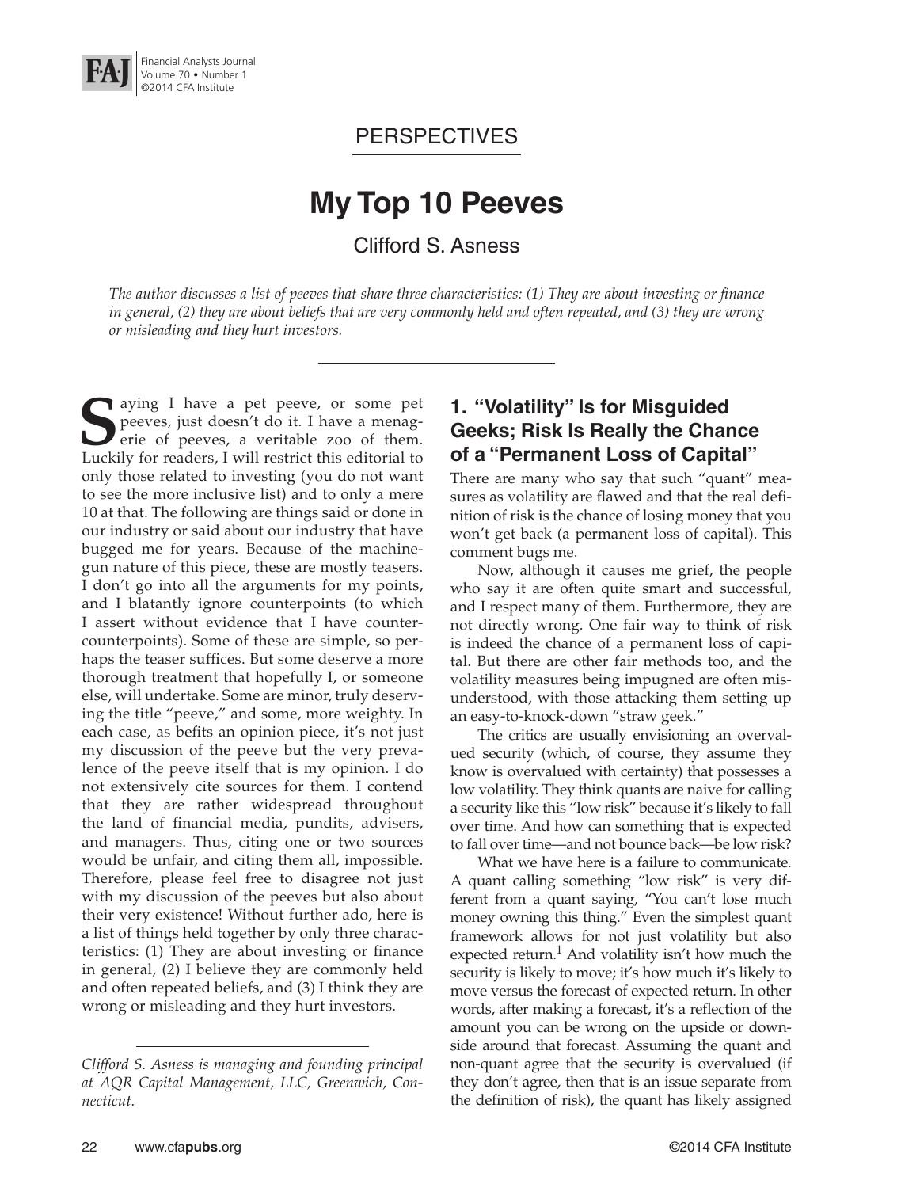## PERSPECTIVES

# My Top 10 Peeves

Clifford S. Asness

*The author discusses a list of peeves that share three characteristics: (1) They are about investing or finance in general, (2) they are about beliefs that are very commonly held and often repeated, and (3) they are wrong or misleading and they hurt investors.*

Saying I have a pet peeve, or some pet peeves, just doesn't do it. I have a menagerie of peeves, a veritable zoo of them. Luckily for readers, I will restrict this editorial to only those related to investing (you do not want to see the more inclusive list) and to only a mere 10 at that. The following are things said or done in our industry or said about our industry that have bugged me for years. Because of the machine-gun nature of this piece, these are mostly teasers. I don't go into all the arguments for my points, and I blatantly ignore counterpoints (to which I assert without evidence that I have counter-counterpoints). Some of these are simple, so perhaps the teaser suffices. But some deserve a more thorough treatment that hopefully I, or someone else, will undertake. Some are minor, truly deserving the title "peeve," and some, more weighty. In each case, as befits an opinion piece, it's not just my discussion of the peeve but the very prevalence of the peeve itself that is my opinion. I do not extensively cite sources for them. I contend that they are rather widespread throughout the land of financial media, pundits, advisers, and managers. Thus, citing one or two sources would be unfair, and citing them all, impossible. Therefore, please feel free to disagree not just with my discussion of the peeves but also about their very existence! Without further ado, here is a list of things held together by only three characteristics: (1) They are about investing or finance in general, (2) I believe they are commonly held and often repeated beliefs, and (3) I think they are wrong or misleading and they hurt investors.

*Clifford S. Asness is managing and founding principal at AQR Capital Management, LLC, Greenwich, Connecticut.*

## 1. "Volatility" Is for Misguided Geeks; Risk Is Really the Chance of a "Permanent Loss of Capital"

There are many who say that such "quant" measures as volatility are flawed and that the real definition of risk is the chance of losing money that you won't get back (a permanent loss of capital). This comment bugs me.

Now, although it causes me grief, the people who say it are often quite smart and successful, and I respect many of them. Furthermore, they are not directly wrong. One fair way to think of risk is indeed the chance of a permanent loss of capital. But there are other fair methods too, and the volatility measures being impugned are often misunderstood, with those attacking them setting up an easy-to-knock-down "straw geek."

The critics are usually envisioning an overvalued security (which, of course, they assume they know is overvalued with certainty) that possesses a low volatility. They think quants are naive for calling a security like this "low risk" because it's likely to fall over time. And how can something that is expected to fall over time—and not bounce back—be low risk?

What we have here is a failure to communicate. A quant calling something "low risk" is very different from a quant saying, "You can't lose much money owning this thing." Even the simplest quant framework allows for not just volatility but also expected return.[1] And volatility isn't how much the security is likely to move; it's how much it's likely to move versus the forecast of expected return. In other words, after making a forecast, it's a reflection of the amount you can be wrong on the upside or downside around that forecast. Assuming the quant and non-quant agree that the security is overvalued (if they don't agree, then that is an issue separate from the definition of risk), the quant has likely assigned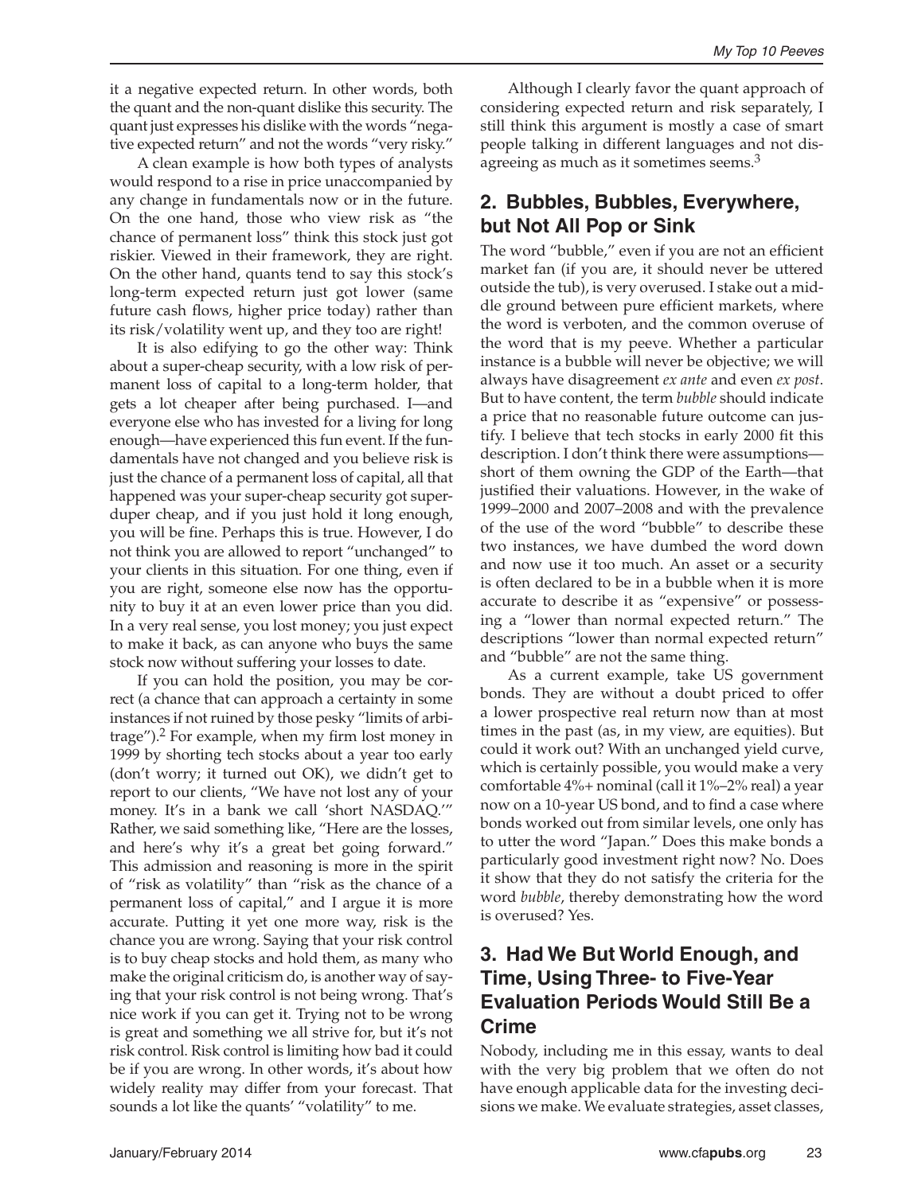it a negative expected return. In other words, both the quant and the non-quant dislike this security. The quant just expresses his dislike with the words "negative expected return" and not the words "very risky."

A clean example is how both types of analysts would respond to a rise in price unaccompanied by any change in fundamentals now or in the future. On the one hand, those who view risk as "the chance of permanent loss" think this stock just got riskier. Viewed in their framework, they are right. On the other hand, quants tend to say this stock's long-term expected return just got lower (same future cash flows, higher price today) rather than its risk/volatility went up, and they too are right!

It is also edifying to go the other way: Think about a super-cheap security, with a low risk of permanent loss of capital to a long-term holder, that gets a lot cheaper after being purchased. I—and everyone else who has invested for a living for long enough—have experienced this fun event. If the fundamentals have not changed and you believe risk is just the chance of a permanent loss of capital, all that happened was your super-cheap security got super-duper cheap, and if you just hold it long enough, you will be fine. Perhaps this is true. However, I do not think you are allowed to report "unchanged" to your clients in this situation. For one thing, even if you are right, someone else now has the opportunity to buy it at an even lower price than you did. In a very real sense, you lost money; you just expect to make it back, as can anyone who buys the same stock now without suffering your losses to date.

If you can hold the position, you may be correct (a chance that can approach a certainty in some instances if not ruined by those pesky "limits of arbitrage").[2] For example, when my firm lost money in 1999 by shorting tech stocks about a year too early (don't worry; it turned out OK), we didn't get to report to our clients, "We have not lost any of your money. It's in a bank we call 'short NASDAQ.'" Rather, we said something like, "Here are the losses, and here's why it's a great bet going forward." This admission and reasoning is more in the spirit of "risk as volatility" than "risk as the chance of a permanent loss of capital," and I argue it is more accurate. Putting it yet one more way, risk is the chance you are wrong. Saying that your risk control is to buy cheap stocks and hold them, as many who make the original criticism do, is another way of saying that your risk control is not being wrong. That's nice work if you can get it. Trying not to be wrong is great and something we all strive for, but it's not risk control. Risk control is limiting how bad it could be if you are wrong. In other words, it's about how widely reality may differ from your forecast. That sounds a lot like the quants' "volatility" to me.

Although I clearly favor the quant approach of considering expected return and risk separately, I still think this argument is mostly a case of smart people talking in different languages and not disagreeing as much as it sometimes seems.[3]

## 2. Bubbles, Bubbles, Everywhere, but Not All Pop or Sink

The word "bubble," even if you are not an efficient market fan (if you are, it should never be uttered outside the tub), is very overused. I stake out a middle ground between pure efficient markets, where the word is verboten, and the common overuse of the word that is my peeve. Whether a particular instance is a bubble will never be objective; we will always have disagreement *ex ante* and even *ex post*. But to have content, the term *bubble* should indicate a price that no reasonable future outcome can justify. I believe that tech stocks in early 2000 fit this description. I don't think there were assumptions—short of them owning the GDP of the Earth—that justified their valuations. However, in the wake of 1999–2000 and 2007–2008 and with the prevalence of the use of the word "bubble" to describe these two instances, we have dumbed the word down and now use it too much. An asset or a security is often declared to be in a bubble when it is more accurate to describe it as "expensive" or possessing a "lower than normal expected return." The descriptions "lower than normal expected return" and "bubble" are not the same thing.

As a current example, take US government bonds. They are without a doubt priced to offer a lower prospective real return now than at most times in the past (as, in my view, are equities). But could it work out? With an unchanged yield curve, which is certainly possible, you would make a very comfortable 4%+ nominal (call it 1%–2% real) a year now on a 10-year US bond, and to find a case where bonds worked out from similar levels, one only has to utter the word "Japan." Does this make bonds a particularly good investment right now? No. Does it show that they do not satisfy the criteria for the word *bubble*, thereby demonstrating how the word is overused? Yes.

## 3. Had We But World Enough, and Time, Using Three- to Five-Year Evaluation Periods Would Still Be a Crime

Nobody, including me in this essay, wants to deal with the very big problem that we often do not have enough applicable data for the investing decisions we make. We evaluate strategies, asset classes,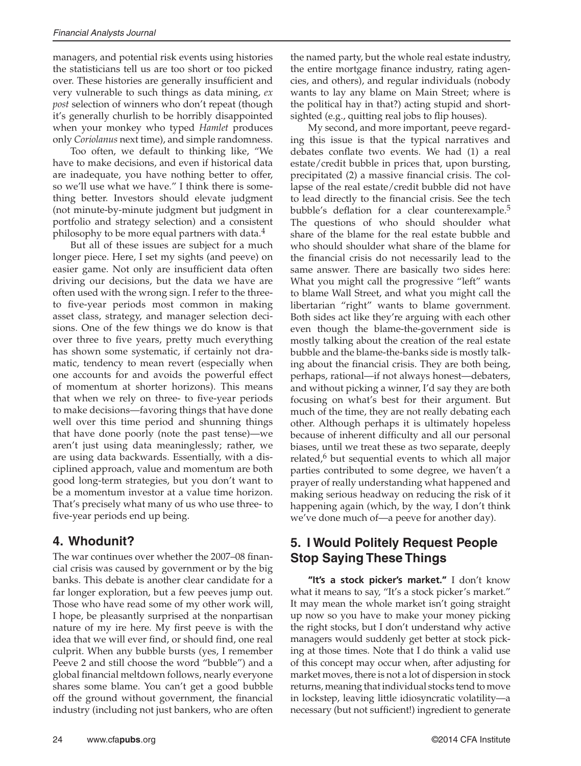managers, and potential risk events using histories the statisticians tell us are too short or too picked over. These histories are generally insufficient and very vulnerable to such things as data mining, *ex post* selection of winners who don't repeat (though it's generally churlish to be horribly disappointed when your monkey who typed *Hamlet* produces only *Coriolanus* next time), and simple randomness.

Too often, we default to thinking like, "We have to make decisions, and even if historical data are inadequate, you have nothing better to offer, so we'll use what we have." I think there is something better. Investors should elevate judgment (not minute-by-minute judgment but judgment in portfolio and strategy selection) and a consistent philosophy to be more equal partners with data.[4]

But all of these issues are subject for a much longer piece. Here, I set my sights (and peeve) on easier game. Not only are insufficient data often driving our decisions, but the data we have are often used with the wrong sign. I refer to the three- to five-year periods most common in making asset class, strategy, and manager selection decisions. One of the few things we do know is that over three to five years, pretty much everything has shown some systematic, if certainly not dramatic, tendency to mean revert (especially when one accounts for and avoids the powerful effect of momentum at shorter horizons). This means that when we rely on three- to five-year periods to make decisions—favoring things that have done well over this time period and shunning things that have done poorly (note the past tense)—we aren't just using data meaninglessly; rather, we are using data backwards. Essentially, with a disciplined approach, value and momentum are both good long-term strategies, but you don't want to be a momentum investor at a value time horizon. That's precisely what many of us who use three- to five-year periods end up being.

## 4. Whodunit?

The war continues over whether the 2007–08 financial crisis was caused by government or by the big banks. This debate is another clear candidate for a far longer exploration, but a few peeves jump out. Those who have read some of my other work will, I hope, be pleasantly surprised at the nonpartisan nature of my ire here. My first peeve is with the idea that we will ever find, or should find, one real culprit. When any bubble bursts (yes, I remember Peeve 2 and still choose the word "bubble") and a global financial meltdown follows, nearly everyone shares some blame. You can't get a good bubble off the ground without government, the financial industry (including not just bankers, who are often the named party, but the whole real estate industry, the entire mortgage finance industry, rating agencies, and others), and regular individuals (nobody wants to lay any blame on Main Street; where is the political hay in that?) acting stupid and short-sighted (e.g., quitting real jobs to flip houses).

My second, and more important, peeve regarding this issue is that the typical narratives and debates conflate two events. We had (1) a real estate/credit bubble in prices that, upon bursting, precipitated (2) a massive financial crisis. The collapse of the real estate/credit bubble did not have to lead directly to the financial crisis. See the tech bubble's deflation for a clear counterexample.[5] The questions of who should shoulder what share of the blame for the real estate bubble and who should shoulder what share of the blame for the financial crisis do not necessarily lead to the same answer. There are basically two sides here: What you might call the progressive "left" wants to blame Wall Street, and what you might call the libertarian "right" wants to blame government. Both sides act like they're arguing with each other even though the blame-the-government side is mostly talking about the creation of the real estate bubble and the blame-the-banks side is mostly talking about the financial crisis. They are both being, perhaps, rational—if not always honest—debaters, and without picking a winner, I'd say they are both focusing on what's best for their argument. But much of the time, they are not really debating each other. Although perhaps it is ultimately hopeless because of inherent difficulty and all our personal biases, until we treat these as two separate, deeply related,[6] but sequential events to which all major parties contributed to some degree, we haven't a prayer of really understanding what happened and making serious headway on reducing the risk of it happening again (which, by the way, I don't think we've done much of—a peeve for another day).

## 5. I Would Politely Request People Stop Saying These Things

**"It's a stock picker's market."** I don't know what it means to say, "It's a stock picker's market." It may mean the whole market isn't going straight up now so you have to make your money picking the right stocks, but I don't understand why active managers would suddenly get better at stock picking at those times. Note that I do think a valid use of this concept may occur when, after adjusting for market moves, there is not a lot of dispersion in stock returns, meaning that individual stocks tend to move in lockstep, leaving little idiosyncratic volatility—a necessary (but not sufficient!) ingredient to generate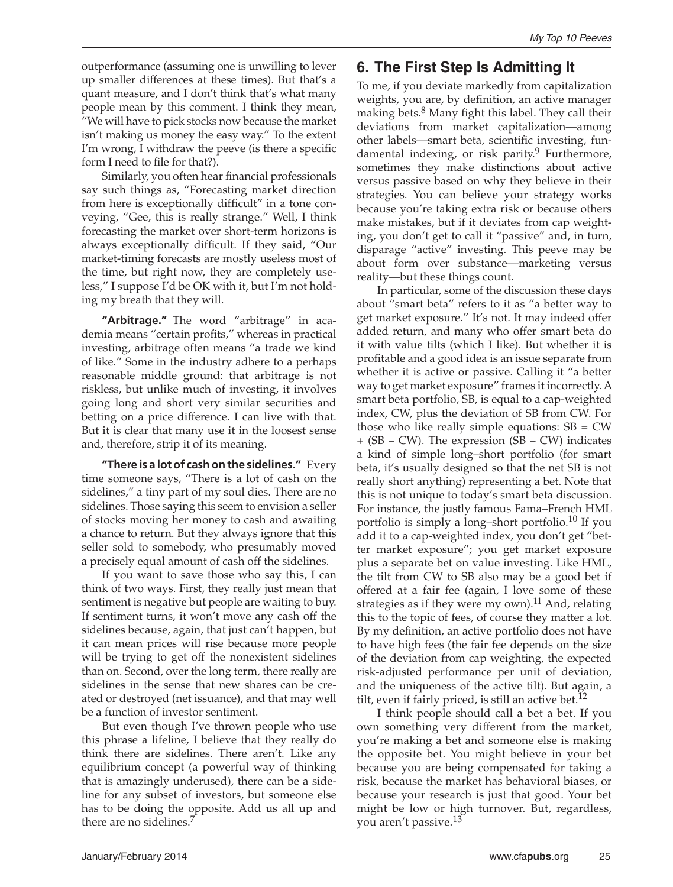outperformance (assuming one is unwilling to lever up smaller differences at these times). But that's a quant measure, and I don't think that's what many people mean by this comment. I think they mean, "We will have to pick stocks now because the market isn't making us money the easy way." To the extent I'm wrong, I withdraw the peeve (is there a specific form I need to file for that?).

Similarly, you often hear financial professionals say such things as, "Forecasting market direction from here is exceptionally difficult" in a tone conveying, "Gee, this is really strange." Well, I think forecasting the market over short-term horizons is always exceptionally difficult. If they said, "Our market-timing forecasts are mostly useless most of the time, but right now, they are completely useless," I suppose I'd be OK with it, but I'm not holding my breath that they will.

**"Arbitrage."** The word "arbitrage" in academia means "certain profits," whereas in practical investing, arbitrage often means "a trade we kind of like." Some in the industry adhere to a perhaps reasonable middle ground: that arbitrage is not riskless, but unlike much of investing, it involves going long and short very similar securities and betting on a price difference. I can live with that. But it is clear that many use it in the loosest sense and, therefore, strip it of its meaning.

**"There is a lot of cash on the sidelines."** Every time someone says, "There is a lot of cash on the sidelines," a tiny part of my soul dies. There are no sidelines. Those saying this seem to envision a seller of stocks moving her money to cash and awaiting a chance to return. But they always ignore that this seller sold to somebody, who presumably moved a precisely equal amount of cash off the sidelines.

If you want to save those who say this, I can think of two ways. First, they really just mean that sentiment is negative but people are waiting to buy. If sentiment turns, it won't move any cash off the sidelines because, again, that just can't happen, but it can mean prices will rise because more people will be trying to get off the nonexistent sidelines than on. Second, over the long term, there really are sidelines in the sense that new shares can be created or destroyed (net issuance), and that may well be a function of investor sentiment.

But even though I've thrown people who use this phrase a lifeline, I believe that they really do think there are sidelines. There aren't. Like any equilibrium concept (a powerful way of thinking that is amazingly underused), there can be a sideline for any subset of investors, but someone else has to be doing the opposite. Add us all up and there are no sidelines.[7]

## 6. The First Step Is Admitting It

To me, if you deviate markedly from capitalization weights, you are, by definition, an active manager making bets.[8] Many fight this label. They call their deviations from market capitalization—among other labels—smart beta, scientific investing, fundamental indexing, or risk parity.[9] Furthermore, sometimes they make distinctions about active versus passive based on why they believe in their strategies. You can believe your strategy works because you're taking extra risk or because others make mistakes, but if it deviates from cap weighting, you don't get to call it "passive" and, in turn, disparage "active" investing. This peeve may be about form over substance—marketing versus reality—but these things count.

In particular, some of the discussion these days about "smart beta" refers to it as "a better way to get market exposure." It's not. It may indeed offer added return, and many who offer smart beta do it with value tilts (which I like). But whether it is profitable and a good idea is an issue separate from whether it is active or passive. Calling it "a better way to get market exposure" frames it incorrectly. A smart beta portfolio, SB, is equal to a cap-weighted index, CW, plus the deviation of SB from CW. For those who like really simple equations: $SB = CW + (SB - CW)$. The expression $(SB - CW)$ indicates a kind of simple long–short portfolio (for smart beta, it's usually designed so that the net SB is not really short anything) representing a bet. Note that this is not unique to today's smart beta discussion. For instance, the justly famous Fama–French HML portfolio is simply a long–short portfolio.[10] If you add it to a cap-weighted index, you don't get "better market exposure"; you get market exposure plus a separate bet on value investing. Like HML, the tilt from CW to SB also may be a good bet if offered at a fair fee (again, I love some of these strategies as if they were my own).[11] And, relating this to the topic of fees, of course they matter a lot. By my definition, an active portfolio does not have to have high fees (the fair fee depends on the size of the deviation from cap weighting, the expected risk-adjusted performance per unit of deviation, and the uniqueness of the active tilt). But again, a tilt, even if fairly priced, is still an active bet.[12]

I think people should call a bet a bet. If you own something very different from the market, you're making a bet and someone else is making the opposite bet. You might believe in your bet because you are being compensated for taking a risk, because the market has behavioral biases, or because your research is just that good. Your bet might be low or high turnover. But, regardless, you aren't passive.[13]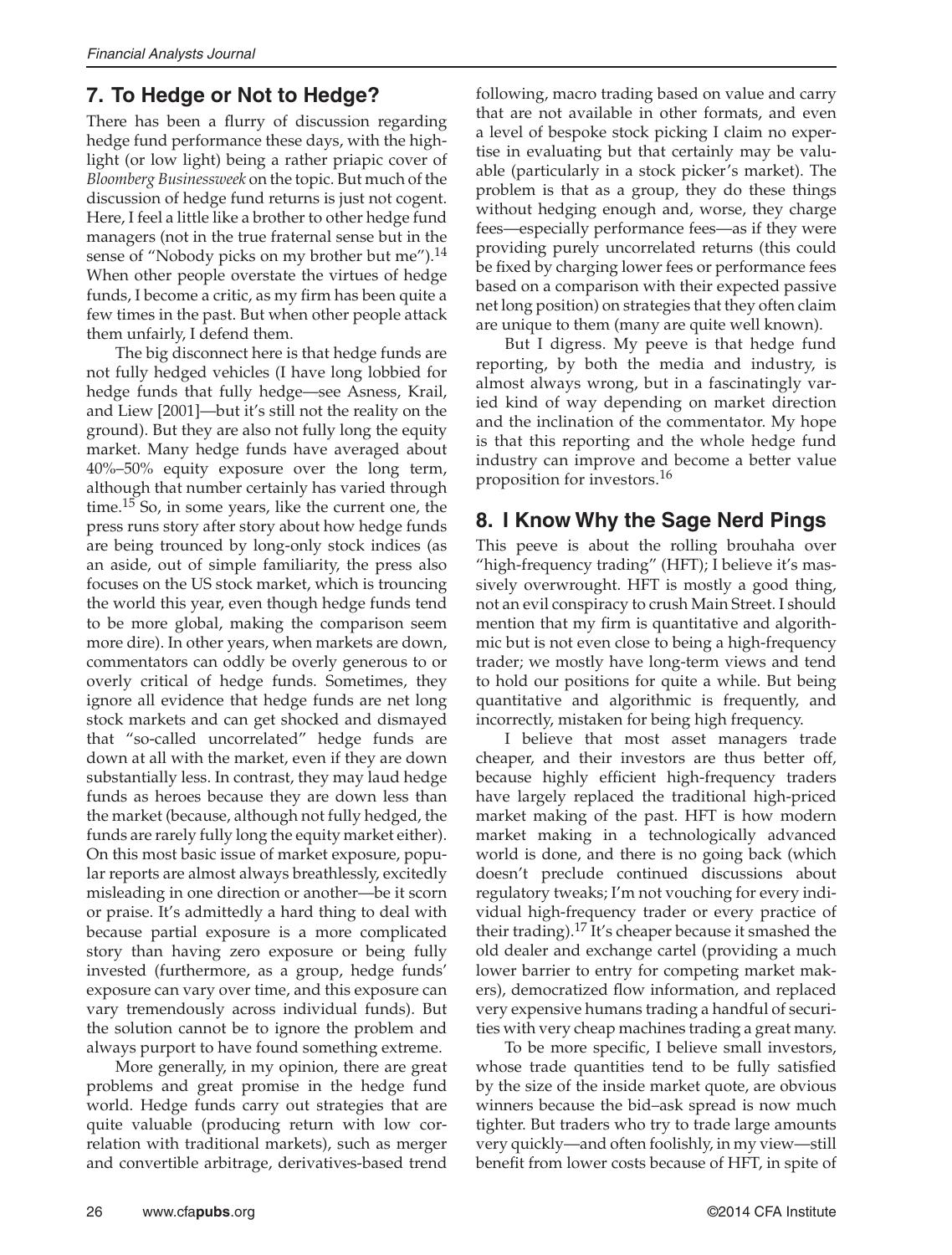## 7. To Hedge or Not to Hedge?

There has been a flurry of discussion regarding hedge fund performance these days, with the highlight (or low light) being a rather priapic cover of *Bloomberg Businessweek* on the topic. But much of the discussion of hedge fund returns is just not cogent. Here, I feel a little like a brother to other hedge fund managers (not in the true fraternal sense but in the sense of "Nobody picks on my brother but me").[14] When other people overstate the virtues of hedge funds, I become a critic, as my firm has been quite a few times in the past. But when other people attack them unfairly, I defend them.

The big disconnect here is that hedge funds are not fully hedged vehicles (I have long lobbied for hedge funds that fully hedge—see Asness, Krail, and Liew [2001]—but it's still not the reality on the ground). But they are also not fully long the equity market. Many hedge funds have averaged about 40%–50% equity exposure over the long term, although that number certainly has varied through time.[15] So, in some years, like the current one, the press runs story after story about how hedge funds are being trounced by long-only stock indices (as an aside, out of simple familiarity, the press also focuses on the US stock market, which is trouncing the world this year, even though hedge funds tend to be more global, making the comparison seem more dire). In other years, when markets are down, commentators can oddly be overly generous to or overly critical of hedge funds. Sometimes, they ignore all evidence that hedge funds are net long stock markets and can get shocked and dismayed that "so-called uncorrelated" hedge funds are down at all with the market, even if they are down substantially less. In contrast, they may laud hedge funds as heroes because they are down less than the market (because, although not fully hedged, the funds are rarely fully long the equity market either). On this most basic issue of market exposure, popular reports are almost always breathlessly, excitedly misleading in one direction or another—be it scorn or praise. It's admittedly a hard thing to deal with because partial exposure is a more complicated story than having zero exposure or being fully invested (furthermore, as a group, hedge funds' exposure can vary over time, and this exposure can vary tremendously across individual funds). But the solution cannot be to ignore the problem and always purport to have found something extreme.

More generally, in my opinion, there are great problems and great promise in the hedge fund world. Hedge funds carry out strategies that are quite valuable (producing return with low correlation with traditional markets), such as merger and convertible arbitrage, derivatives-based trend following, macro trading based on value and carry that are not available in other formats, and even a level of bespoke stock picking I claim no expertise in evaluating but that certainly may be valuable (particularly in a stock picker's market). The problem is that as a group, they do these things without hedging enough and, worse, they charge fees—especially performance fees—as if they were providing purely uncorrelated returns (this could be fixed by charging lower fees or performance fees based on a comparison with their expected passive net long position) on strategies that they often claim are unique to them (many are quite well known).

But I digress. My peeve is that hedge fund reporting, by both the media and industry, is almost always wrong, but in a fascinatingly varied kind of way depending on market direction and the inclination of the commentator. My hope is that this reporting and the whole hedge fund industry can improve and become a better value proposition for investors.[16]

## 8. I Know Why the Sage Nerd Pings

This peeve is about the rolling brouhaha over "high-frequency trading" (HFT); I believe it's massively overwrought. HFT is mostly a good thing, not an evil conspiracy to crush Main Street. I should mention that my firm is quantitative and algorithmic but is not even close to being a high-frequency trader; we mostly have long-term views and tend to hold our positions for quite a while. But being quantitative and algorithmic is frequently, and incorrectly, mistaken for being high frequency.

I believe that most asset managers trade cheaper, and their investors are thus better off, because highly efficient high-frequency traders have largely replaced the traditional high-priced market making of the past. HFT is how modern market making in a technologically advanced world is done, and there is no going back (which doesn't preclude continued discussions about regulatory tweaks; I'm not vouching for every individual high-frequency trader or every practice of their trading).[17] It's cheaper because it smashed the old dealer and exchange cartel (providing a much lower barrier to entry for competing market makers), democratized flow information, and replaced very expensive humans trading a handful of securities with very cheap machines trading a great many.

To be more specific, I believe small investors, whose trade quantities tend to be fully satisfied by the size of the inside market quote, are obvious winners because the bid–ask spread is now much tighter. But traders who try to trade large amounts very quickly—and often foolishly, in my view—still benefit from lower costs because of HFT, in spite of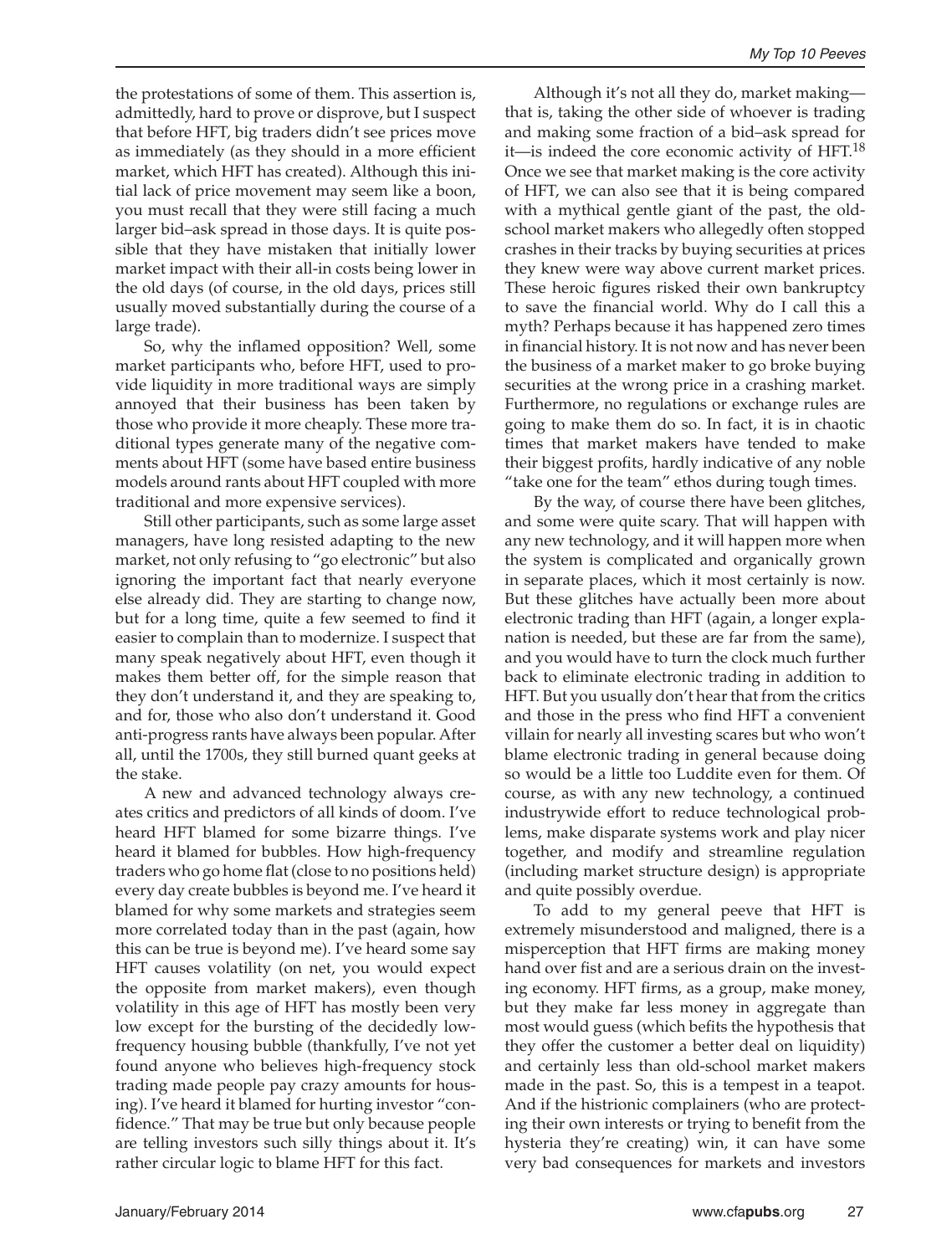the protestations of some of them. This assertion is, admittedly, hard to prove or disprove, but I suspect that before HFT, big traders didn't see prices move as immediately (as they should in a more efficient market, which HFT has created). Although this initial lack of price movement may seem like a boon, you must recall that they were still facing a much larger bid–ask spread in those days. It is quite possible that they have mistaken that initially lower market impact with their all-in costs being lower in the old days (of course, in the old days, prices still usually moved substantially during the course of a large trade).

So, why the inflamed opposition? Well, some market participants who, before HFT, used to provide liquidity in more traditional ways are simply annoyed that their business has been taken by those who provide it more cheaply. These more traditional types generate many of the negative comments about HFT (some have based entire business models around rants about HFT coupled with more traditional and more expensive services).

Still other participants, such as some large asset managers, have long resisted adapting to the new market, not only refusing to "go electronic" but also ignoring the important fact that nearly everyone else already did. They are starting to change now, but for a long time, quite a few seemed to find it easier to complain than to modernize. I suspect that many speak negatively about HFT, even though it makes them better off, for the simple reason that they don't understand it, and they are speaking to, and for, those who also don't understand it. Good anti-progress rants have always been popular. After all, until the 1700s, they still burned quant geeks at the stake.

A new and advanced technology always creates critics and predictors of all kinds of doom. I've heard HFT blamed for some bizarre things. I've heard it blamed for bubbles. How high-frequency traders who go home flat (close to no positions held) every day create bubbles is beyond me. I've heard it blamed for why some markets and strategies seem more correlated today than in the past (again, how this can be true is beyond me). I've heard some say HFT causes volatility (on net, you would expect the opposite from market makers), even though volatility in this age of HFT has mostly been very low except for the bursting of the decidedly low-frequency housing bubble (thankfully, I've not yet found anyone who believes high-frequency stock trading made people pay crazy amounts for housing). I've heard it blamed for hurting investor "confidence." That may be true but only because people are telling investors such silly things about it. It's rather circular logic to blame HFT for this fact.

Although it's not all they do, market making—that is, taking the other side of whoever is trading and making some fraction of a bid–ask spread for it—is indeed the core economic activity of HFT.[18] Once we see that market making is the core activity of HFT, we can also see that it is being compared with a mythical gentle giant of the past, the old-school market makers who allegedly often stopped crashes in their tracks by buying securities at prices they knew were way above current market prices. These heroic figures risked their own bankruptcy to save the financial world. Why do I call this a myth? Perhaps because it has happened zero times in financial history. It is not now and has never been the business of a market maker to go broke buying securities at the wrong price in a crashing market. Furthermore, no regulations or exchange rules are going to make them do so. In fact, it is in chaotic times that market makers have tended to make their biggest profits, hardly indicative of any noble "take one for the team" ethos during tough times.

By the way, of course there have been glitches, and some were quite scary. That will happen with any new technology, and it will happen more when the system is complicated and organically grown in separate places, which it most certainly is now. But these glitches have actually been more about electronic trading than HFT (again, a longer explanation is needed, but these are far from the same), and you would have to turn the clock much further back to eliminate electronic trading in addition to HFT. But you usually don't hear that from the critics and those in the press who find HFT a convenient villain for nearly all investing scares but who won't blame electronic trading in general because doing so would be a little too Luddite even for them. Of course, as with any new technology, a continued industrywide effort to reduce technological problems, make disparate systems work and play nicer together, and modify and streamline regulation (including market structure design) is appropriate and quite possibly overdue.

To add to my general peeve that HFT is extremely misunderstood and maligned, there is a misperception that HFT firms are making money hand over fist and are a serious drain on the investing economy. HFT firms, as a group, make money, but they make far less money in aggregate than most would guess (which befits the hypothesis that they offer the customer a better deal on liquidity) and certainly less than old-school market makers made in the past. So, this is a tempest in a teapot. And if the histrionic complainers (who are protecting their own interests or trying to benefit from the hysteria they're creating) win, it can have some very bad consequences for markets and investors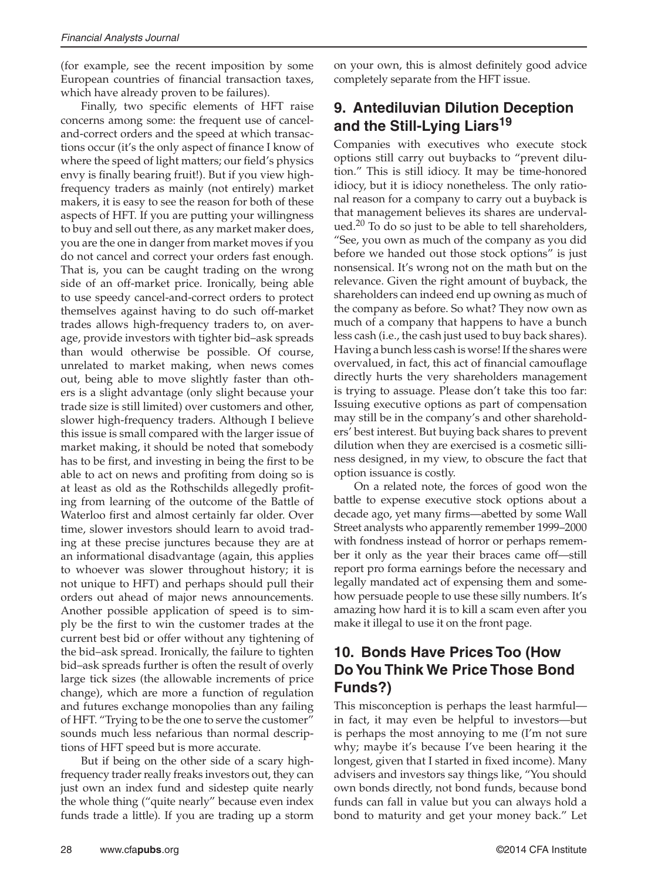(for example, see the recent imposition by some European countries of financial transaction taxes, which have already proven to be failures).

Finally, two specific elements of HFT raise concerns among some: the frequent use of cancel-and-correct orders and the speed at which transactions occur (it's the only aspect of finance I know of where the speed of light matters; our field's physics envy is finally bearing fruit!). But if you view high-frequency traders as mainly (not entirely) market makers, it is easy to see the reason for both of these aspects of HFT. If you are putting your willingness to buy and sell out there, as any market maker does, you are the one in danger from market moves if you do not cancel and correct your orders fast enough. That is, you can be caught trading on the wrong side of an off-market price. Ironically, being able to use speedy cancel-and-correct orders to protect themselves against having to do such off-market trades allows high-frequency traders to, on average, provide investors with tighter bid–ask spreads than would otherwise be possible. Of course, unrelated to market making, when news comes out, being able to move slightly faster than others is a slight advantage (only slight because your trade size is still limited) over customers and other, slower high-frequency traders. Although I believe this issue is small compared with the larger issue of market making, it should be noted that somebody has to be first, and investing in being the first to be able to act on news and profiting from doing so is at least as old as the Rothschilds allegedly profiting from learning of the outcome of the Battle of Waterloo first and almost certainly far older. Over time, slower investors should learn to avoid trading at these precise junctures because they are at an informational disadvantage (again, this applies to whoever was slower throughout history; it is not unique to HFT) and perhaps should pull their orders out ahead of major news announcements. Another possible application of speed is to simply be the first to win the customer trades at the current best bid or offer without any tightening of the bid–ask spread. Ironically, the failure to tighten bid–ask spreads further is often the result of overly large tick sizes (the allowable increments of price change), which are more a function of regulation and futures exchange monopolies than any failing of HFT. "Trying to be the one to serve the customer" sounds much less nefarious than normal descriptions of HFT speed but is more accurate.

But if being on the other side of a scary high-frequency trader really freaks investors out, they can just own an index fund and sidestep quite nearly the whole thing ("quite nearly" because even index funds trade a little). If you are trading up a storm on your own, this is almost definitely good advice completely separate from the HFT issue.

## 9. Antediluvian Dilution Deception and the Still-Lying Liars[19]

Companies with executives who execute stock options still carry out buybacks to "prevent dilution." This is still idiocy. It may be time-honored idiocy, but it is idiocy nonetheless. The only rational reason for a company to carry out a buyback is that management believes its shares are undervalued.[20] To do so just to be able to tell shareholders, "See, you own as much of the company as you did before we handed out those stock options" is just nonsensical. It's wrong not on the math but on the relevance. Given the right amount of buyback, the shareholders can indeed end up owning as much of the company as before. So what? They now own as much of a company that happens to have a bunch less cash (i.e., the cash just used to buy back shares). Having a bunch less cash is worse! If the shares were overvalued, in fact, this act of financial camouflage directly hurts the very shareholders management is trying to assuage. Please don't take this too far: Issuing executive options as part of compensation may still be in the company's and other shareholders' best interest. But buying back shares to prevent dilution when they are exercised is a cosmetic silliness designed, in my view, to obscure the fact that option issuance is costly.

On a related note, the forces of good won the battle to expense executive stock options about a decade ago, yet many firms—abetted by some Wall Street analysts who apparently remember 1999–2000 with fondness instead of horror or perhaps remember it only as the year their braces came off—still report pro forma earnings before the necessary and legally mandated act of expensing them and somehow persuade people to use these silly numbers. It's amazing how hard it is to kill a scam even after you make it illegal to use it on the front page.

## 10. Bonds Have Prices Too (How Do You Think We Price Those Bond Funds?)

This misconception is perhaps the least harmful—in fact, it may even be helpful to investors—but is perhaps the most annoying to me (I'm not sure why; maybe it's because I've been hearing it the longest, given that I started in fixed income). Many advisers and investors say things like, "You should own bonds directly, not bond funds, because bond funds can fall in value but you can always hold a bond to maturity and get your money back." Let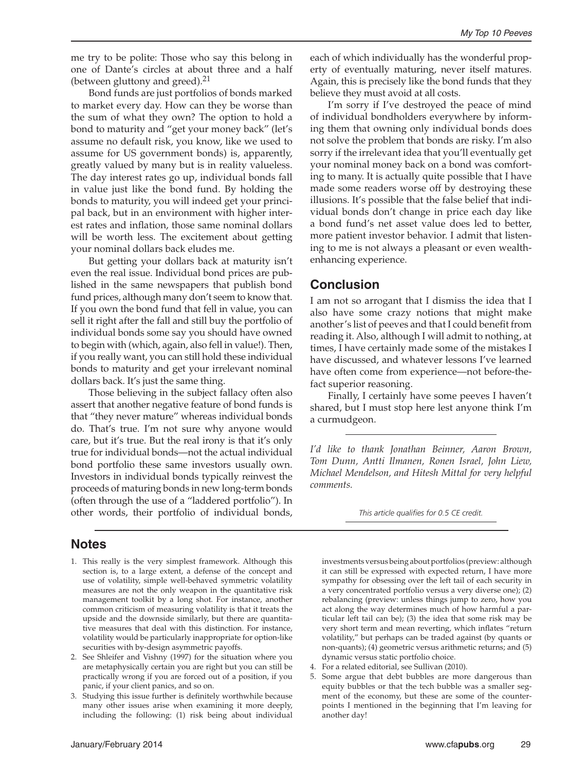me try to be polite: Those who say this belong in one of Dante's circles at about three and a half (between gluttony and greed).[21]

Bond funds are just portfolios of bonds marked to market every day. How can they be worse than the sum of what they own? The option to hold a bond to maturity and "get your money back" (let's assume no default risk, you know, like we used to assume for US government bonds) is, apparently, greatly valued by many but is in reality valueless. The day interest rates go up, individual bonds fall in value just like the bond fund. By holding the bonds to maturity, you will indeed get your principal back, but in an environment with higher interest rates and inflation, those same nominal dollars will be worth less. The excitement about getting your nominal dollars back eludes me.

But getting your dollars back at maturity isn't even the real issue. Individual bond prices are published in the same newspapers that publish bond fund prices, although many don't seem to know that. If you own the bond fund that fell in value, you can sell it right after the fall and still buy the portfolio of individual bonds some say you should have owned to begin with (which, again, also fell in value!). Then, if you really want, you can still hold these individual bonds to maturity and get your irrelevant nominal dollars back. It's just the same thing.

Those believing in the subject fallacy often also assert that another negative feature of bond funds is that "they never mature" whereas individual bonds do. That's true. I'm not sure why anyone would care, but it's true. But the real irony is that it's only true for individual bonds—not the actual individual bond portfolio these same investors usually own. Investors in individual bonds typically reinvest the proceeds of maturing bonds in new long-term bonds (often through the use of a "laddered portfolio"). In other words, their portfolio of individual bonds, each of which individually has the wonderful property of eventually maturing, never itself matures. Again, this is precisely like the bond funds that they believe they must avoid at all costs.

I'm sorry if I've destroyed the peace of mind of individual bondholders everywhere by informing them that owning only individual bonds does not solve the problem that bonds are risky. I'm also sorry if the irrelevant idea that you'll eventually get your nominal money back on a bond was comforting to many. It is actually quite possible that I have made some readers worse off by destroying these illusions. It's possible that the false belief that individual bonds don't change in price each day like a bond fund's net asset value does led to better, more patient investor behavior. I admit that listening to me is not always a pleasant or even wealth-enhancing experience.

## Conclusion

I am not so arrogant that I dismiss the idea that I also have some crazy notions that might make another's list of peeves and that I could benefit from reading it. Also, although I will admit to nothing, at times, I have certainly made some of the mistakes I have discussed, and whatever lessons I've learned have often come from experience—not before-the-fact superior reasoning.

Finally, I certainly have some peeves I haven't shared, but I must stop here lest anyone think I'm a curmudgeon.

*I'd like to thank Jonathan Beinner, Aaron Brown, Tom Dunn, Antti Ilmanen, Ronen Israel, John Liew, Michael Mendelson, and Hitesh Mittal for very helpful comments.*

*This article qualifies for 0.5 CE credit.*

## Notes

1. This really is the very simplest framework. Although this section is, to a large extent, a defense of the concept and use of volatility, simple well-behaved symmetric volatility measures are not the only weapon in the quantitative risk management toolkit by a long shot. For instance, another common criticism of measuring volatility is that it treats the upside and the downside similarly, but there are quantitative measures that deal with this distinction. For instance, volatility would be particularly inappropriate for option-like securities with by-design asymmetric payoffs.
2. See Shleifer and Vishny (1997) for the situation where you are metaphysically certain you are right but you can still be practically wrong if you are forced out of a position, if you panic, if your client panics, and so on.
3. Studying this issue further is definitely worthwhile because many other issues arise when examining it more deeply, including the following: (1) risk being about individual investments versus being about portfolios (preview: although it can still be expressed with expected return, I have more sympathy for obsessing over the left tail of each security in a very concentrated portfolio versus a very diverse one); (2) rebalancing (preview: unless things jump to zero, how you act along the way determines much of how harmful a particular left tail can be); (3) the idea that some risk may be very short term and mean reverting, which inflates "return volatility," but perhaps can be traded against (by quants or non-quants); (4) geometric versus arithmetic returns; and (5) dynamic versus static portfolio choice.
4. For a related editorial, see Sullivan (2010).
5. Some argue that debt bubbles are more dangerous than equity bubbles or that the tech bubble was a smaller segment of the economy, but these are some of the counterpoints I mentioned in the beginning that I'm leaving for another day!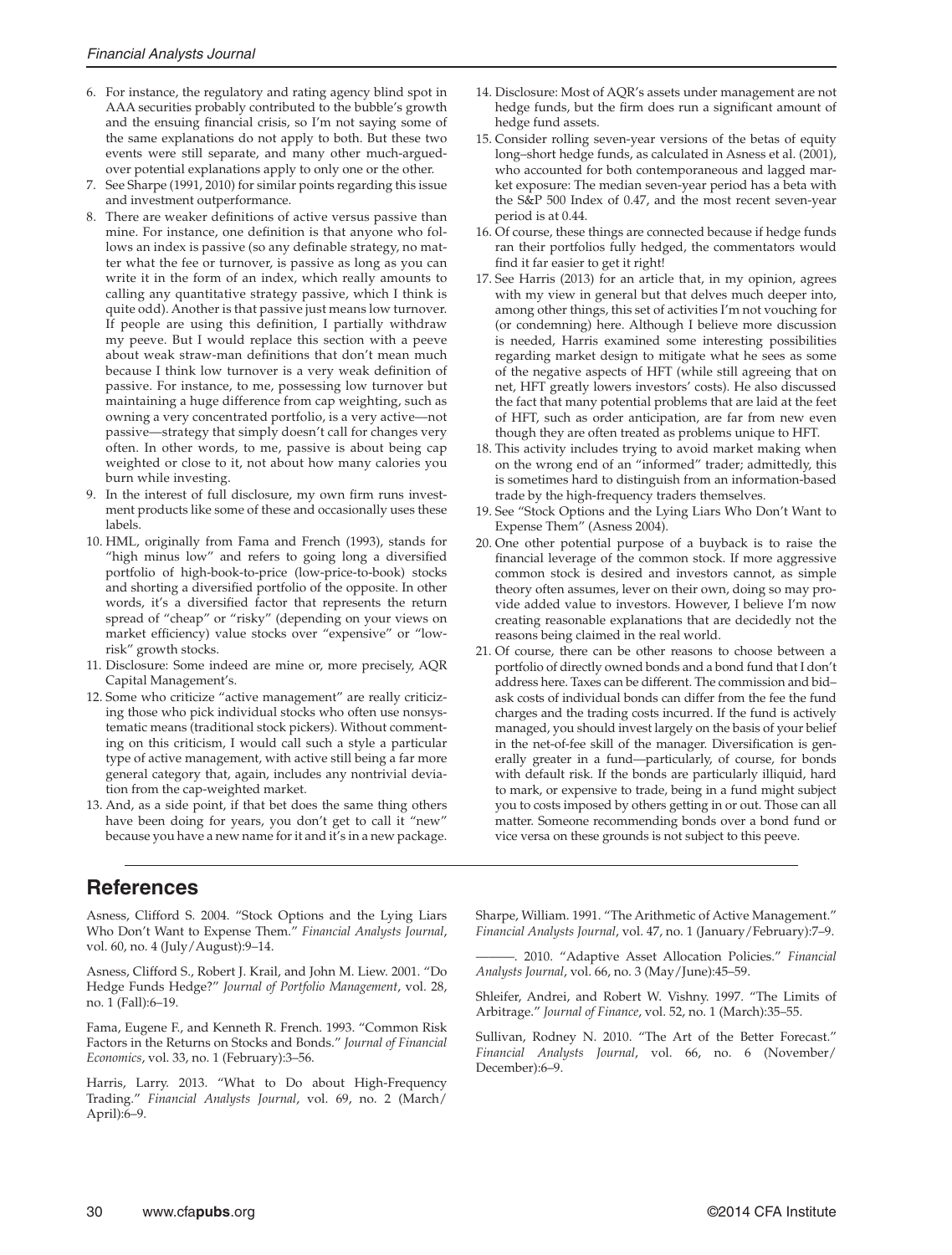6. For instance, the regulatory and rating agency blind spot in AAA securities probably contributed to the bubble's growth and the ensuing financial crisis, so I'm not saying some of the same explanations do not apply to both. But these two events were still separate, and many other much-argued-over potential explanations apply to only one or the other.
7. See Sharpe (1991, 2010) for similar points regarding this issue and investment outperformance.
8. There are weaker definitions of active versus passive than mine. For instance, one definition is that anyone who follows an index is passive (so any definable strategy, no matter what the fee or turnover, is passive as long as you can write it in the form of an index, which really amounts to calling any quantitative strategy passive, which I think is quite odd). Another is that passive just means low turnover. If people are using this definition, I partially withdraw my peeve. But I would replace this section with a peeve about weak straw-man definitions that don't mean much because I think low turnover is a very weak definition of passive. For instance, to me, possessing low turnover but maintaining a huge difference from cap weighting, such as owning a very concentrated portfolio, is a very active—not passive—strategy that simply doesn't call for changes very often. In other words, to me, passive is about being cap weighted or close to it, not about how many calories you burn while investing.
9. In the interest of full disclosure, my own firm runs investment products like some of these and occasionally uses these labels.
10. HML, originally from Fama and French (1993), stands for "high minus low" and refers to going long a diversified portfolio of high-book-to-price (low-price-to-book) stocks and shorting a diversified portfolio of the opposite. In other words, it's a diversified factor that represents the return spread of "cheap" or "risky" (depending on your views on market efficiency) value stocks over "expensive" or "low-risk" growth stocks.
11. Disclosure: Some indeed are mine or, more precisely, AQR Capital Management's.
12. Some who criticize "active management" are really criticizing those who pick individual stocks who often use nonsystematic means (traditional stock pickers). Without commenting on this criticism, I would call such a style a particular type of active management, with active still being a far more general category that, again, includes any nontrivial deviation from the cap-weighted market.
13. And, as a side point, if that bet does the same thing others have been doing for years, you don't get to call it "new" because you have a new name for it and it's in a new package.
14. Disclosure: Most of AQR's assets under management are not hedge funds, but the firm does run a significant amount of hedge fund assets.
15. Consider rolling seven-year versions of the betas of equity long–short hedge funds, as calculated in Asness et al. (2001), who accounted for both contemporaneous and lagged market exposure: The median seven-year period has a beta with the S&P 500 Index of 0.47, and the most recent seven-year period is at 0.44.
16. Of course, these things are connected because if hedge funds ran their portfolios fully hedged, the commentators would find it far easier to get it right!
17. See Harris (2013) for an article that, in my opinion, agrees with my view in general but that delves much deeper into, among other things, this set of activities I'm not vouching for (or condemning) here. Although I believe more discussion is needed, Harris examined some interesting possibilities regarding market design to mitigate what he sees as some of the negative aspects of HFT (while still agreeing that on net, HFT greatly lowers investors' costs). He also discussed the fact that many potential problems that are laid at the feet of HFT, such as order anticipation, are far from new even though they are often treated as problems unique to HFT.
18. This activity includes trying to avoid market making when on the wrong end of an "informed" trader; admittedly, this is sometimes hard to distinguish from an information-based trade by the high-frequency traders themselves.
19. See "Stock Options and the Lying Liars Who Don't Want to Expense Them" (Asness 2004).
20. One other potential purpose of a buyback is to raise the financial leverage of the common stock. If more aggressive common stock is desired and investors cannot, as simple theory often assumes, lever on their own, doing so may provide added value to investors. However, I believe I'm now creating reasonable explanations that are decidedly not the reasons being claimed in the real world.
21. Of course, there can be other reasons to choose between a portfolio of directly owned bonds and a bond fund that I don't address here. Taxes can be different. The commission and bid–ask costs of individual bonds can differ from the fee the fund charges and the trading costs incurred. If the fund is actively managed, you should invest largely on the basis of your belief in the net-of-fee skill of the manager. Diversification is generally greater in a fund—particularly, of course, for bonds with default risk. If the bonds are particularly illiquid, hard to mark, or expensive to trade, being in a fund might subject you to costs imposed by others getting in or out. Those can all matter. Someone recommending bonds over a bond fund or vice versa on these grounds is not subject to this peeve.

## References

Asness, Clifford S. 2004. "Stock Options and the Lying Liars Who Don't Want to Expense Them." *Financial Analysts Journal*, vol. 60, no. 4 (July/August):9–14.

Asness, Clifford S., Robert J. Krail, and John M. Liew. 2001. "Do Hedge Funds Hedge?" *Journal of Portfolio Management*, vol. 28, no. 1 (Fall):6–19.

Fama, Eugene F., and Kenneth R. French. 1993. "Common Risk Factors in the Returns on Stocks and Bonds." *Journal of Financial Economics*, vol. 33, no. 1 (February):3–56.

Harris, Larry. 2013. "What to Do about High-Frequency Trading." *Financial Analysts Journal*, vol. 69, no. 2 (March/April):6–9.

Sharpe, William. 1991. "The Arithmetic of Active Management." *Financial Analysts Journal*, vol. 47, no. 1 (January/February):7–9.

———. 2010. "Adaptive Asset Allocation Policies." *Financial Analysts Journal*, vol. 66, no. 3 (May/June):45–59.

Shleifer, Andrei, and Robert W. Vishny. 1997. "The Limits of Arbitrage." *Journal of Finance*, vol. 52, no. 1 (March):35–55.

Sullivan, Rodney N. 2010. "The Art of the Better Forecast." *Financial Analysts Journal*, vol. 66, no. 6 (November/December):6–9.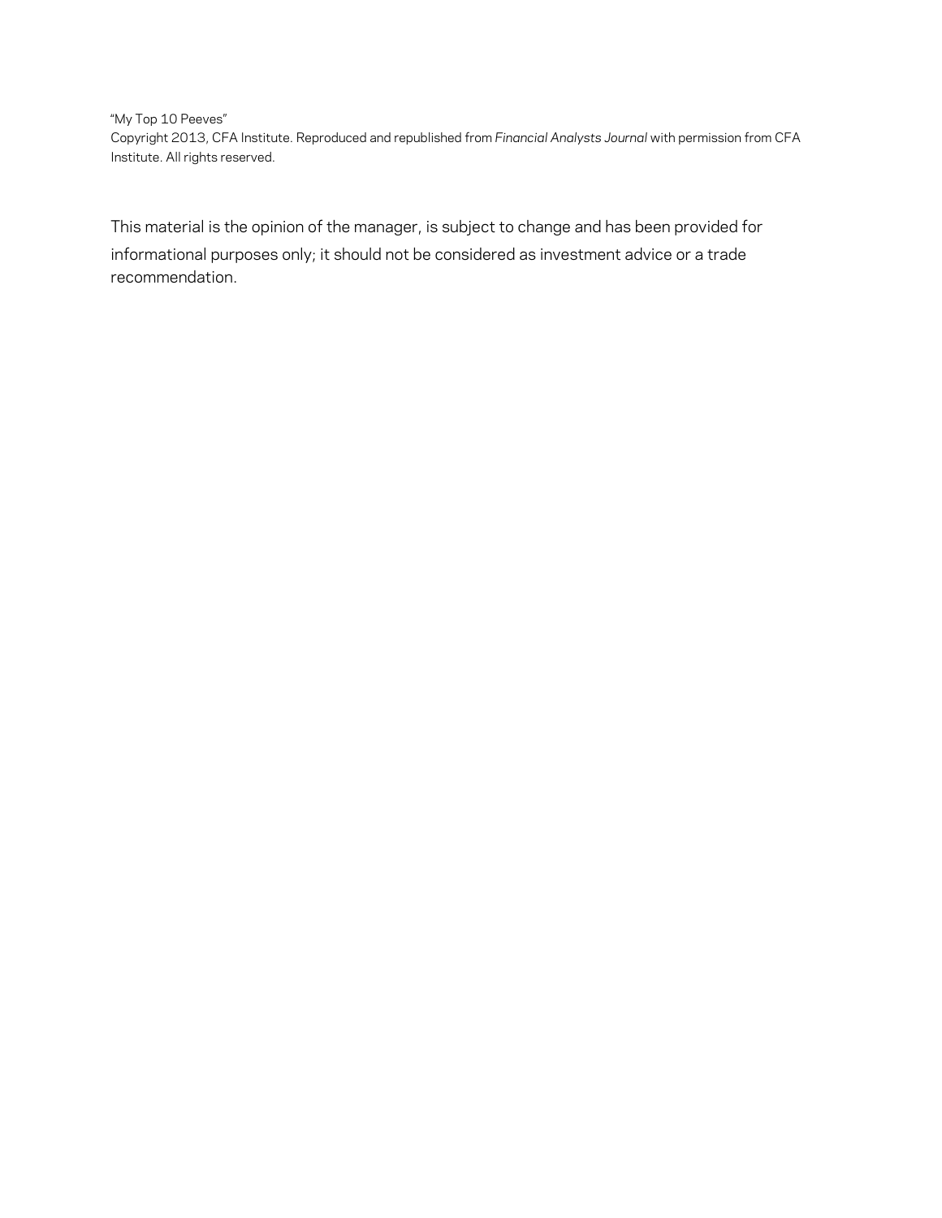"My Top 10 Peeves"
Copyright 2013, CFA Institute. Reproduced and republished from *Financial Analysts Journal* with permission from CFA Institute. All rights reserved.

This material is the opinion of the manager, is subject to change and has been provided for informational purposes only; it should not be considered as investment advice or a trade recommendation.